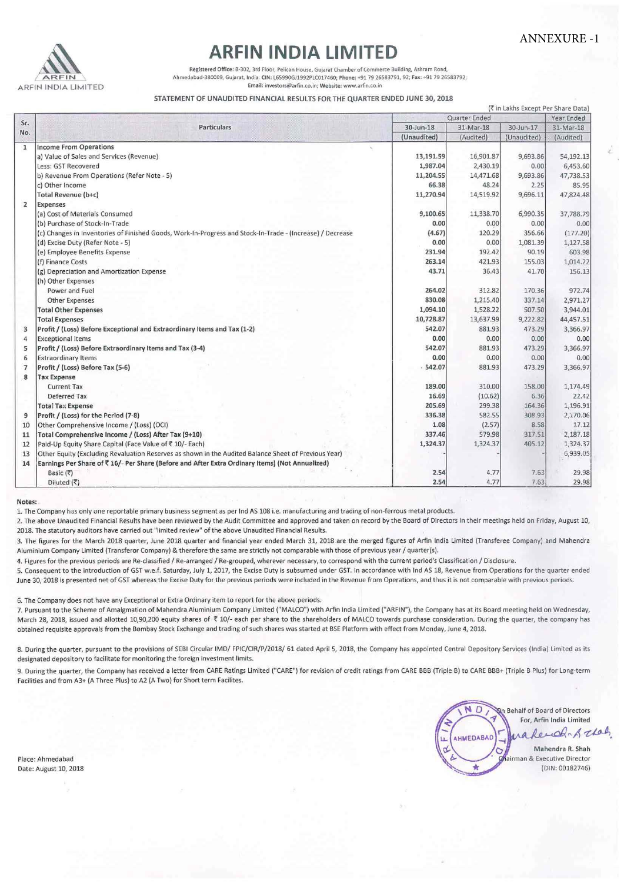ANNEXURE -1

# ARFIN INDIA LIMITED

**Registered Office:** B-302, 3rd Floor, Pelican House, Gujarat Chamber of Commerce Building, Ashram Road, Ahmedabad-380009, Gujarat, India. CIN: L65990GJ1992PLC017460; Phone: +91 79 26583791, 92; Fax: +91 79 26583792; Email: investors@arfin.co.in; Website: www.arfin.co.in

## STATEMENT OF UNAUDITED FINANCIAL RESULTS FOR THE QUARTER ENDED JUNE 30, 2018

(₹ in Lakhs Except Per Share Data)

| Sr. No. | Particulars | Quarter Ended | | | Year Ended |
|---|---|---|---|---|---|
| | | 30-Jun-18 | 31-Mar-18 | 30-Jun-17 | 31-Mar-18 |
| | | (Unaudited) | (Audited) | (Unaudited) | (Audited) |
| 1 | **Income From Operations** | | | | |
| | a) Value of Sales and Services (Revenue) | 13,191.59 | 16,901.87 | 9,693.86 | 54,192.13 |
| | Less: GST Recovered | 1,987.04 | 2,430.19 | 0.00 | 6,453.60 |
| | b) Revenue From Operations (Refer Note - 5) | 11,204.55 | 14,471.68 | 9,693.86 | 47,738.53 |
| | c) Other Income | 66.38 | 48.24 | 2.25 | 85.95 |
| | **Total Revenue (b+c)** | 11,270.94 | 14,519.92 | 9,696.11 | 47,824.48 |
| 2 | **Expenses** | | | | |
| | (a) Cost of Materials Consumed | 9,100.65 | 11,338.70 | 6,990.35 | 37,788.79 |
| | (b) Purchase of Stock-In-Trade | 0.00 | 0.00 | 0.00 | 0.00 |
| | (c) Changes in Inventories of Finished Goods, Work-In-Progress and Stock-In-Trade - (Increase) / Decrease | (4.67) | 120.29 | 356.66 | (177.20) |
| | (d) Excise Duty (Refer Note - 5) | 0.00 | 0.00 | 1,081.39 | 1,127.58 |
| | (e) Employee Benefits Expense | 231.94 | 192.42 | 90.19 | 603.98 |
| | (f) Finance Costs | 263.14 | 421.93 | 155.03 | 1,014.22 |
| | (g) Depreciation and Amortization Expense | 43.71 | 36.43 | 41.70 | 156.13 |
| | (h) Other Expenses | | | | |
| | Power and Fuel | 264.02 | 312.82 | 170.36 | 972.74 |
| | Other Expenses | 830.08 | 1,215.40 | 337.14 | 2,971.27 |
| | **Total Other Expenses** | 1,094.10 | 1,528.22 | 507.50 | 3,944.01 |
| | **Total Expenses** | 10,728.87 | 13,637.99 | 9,222.82 | 44,457.51 |
| 3 | **Profit / (Loss) Before Exceptional and Extraordinary Items and Tax (1-2)** | 542.07 | 881.93 | 473.29 | 3,366.97 |
| 4 | Exceptional Items | 0.00 | 0.00 | 0.00 | 0.00 |
| 5 | **Profit / (Loss) Before Extraordinary Items and Tax (3-4)** | 542.07 | 881.93 | 473.29 | 3,366.97 |
| 6 | Extraordinary Items | 0.00 | 0.00 | 0.00 | 0.00 |
| 7 | **Profit / (Loss) Before Tax (5-6)** | 542.07 | 881.93 | 473.29 | 3,366.97 |
| 8 | **Tax Expense** | | | | |
| | Current Tax | 189.00 | 310.00 | 158.00 | 1,174.49 |
| | Deferred Tax | 16.69 | (10.62) | 6.36 | 22.42 |
| | **Total Tax Expense** | 205.69 | 299.38 | 164.36 | 1,196.91 |
| 9 | **Profit / (Loss) for the Period (7-8)** | 336.38 | 582.55 | 308.93 | 2,170.06 |
| 10 | Other Comprehensive Income / (Loss) (OCI) | 1.08 | (2.57) | 8.58 | 17.12 |
| 11 | **Total Comprehensive Income / (Loss) After Tax (9+10)** | 337.46 | 579.98 | 317.51 | 2,187.18 |
| 12 | Paid-Up Equity Share Capital (Face Value of ₹ 10/- Each) | 1,324.37 | 1,324.37 | 405.12 | 1,324.37 |
| 13 | Other Equity (Excluding Revaluation Reserves as shown in the Audited Balance Sheet of Previous Year) | - | - | - | 6,939.05 |
| 14 | **Earnings Per Share of ₹ 10/- Per Share (Before and After Extra Ordinary Items) (Not Annualized)** | | | | |
| | Basic (₹) | 2.54 | 4.77 | 7.63 | 29.98 |
| | Diluted (₹) | 2.54 | 4.77 | 7.63 | 29.98 |

**Notes:**

1. The Company has only one reportable primary business segment as per Ind AS 108 i.e. manufacturing and trading of non-ferrous metal products.

2. The above Unaudited Financial Results have been reviewed by the Audit Committee and approved and taken on record by the Board of Directors in their meetings held on Friday, August 10, 2018. The statutory auditors have carried out "limited review" of the above Unaudited Financial Results.

3. The figures for the March 2018 quarter, June 2018 quarter and financial year ended March 31, 2018 are the merged figures of Arfin India Limited (Transferee Company) and Mahendra Aluminium Company Limited (Transferor Company) & therefore the same are strictly not comparable with those of previous year / quarter(s).

4. Figures for the previous periods are Re-classified / Re-arranged / Re-grouped, wherever necessary, to correspond with the current period's Classification / Disclosure.

5. Consequent to the introduction of GST w.e.f. Saturday, July 1, 2017, the Excise Duty is subsumed under GST. In accordance with Ind AS 18, Revenue from Operations for the quarter ended June 30, 2018 is presented net of GST whereas the Excise Duty for the previous periods were included in the Revenue from Operations, and thus it is not comparable with previous periods.

6. The Company does not have any Exceptional or Extra Ordinary item to report for the above periods.

7. Pursuant to the Scheme of Amalgamation of Mahendra Aluminium Company Limited ("MALCO") with Arfin India Limited ("ARFIN"), the Company has at its Board meeting held on Wednesday, March 28, 2018, issued and allotted 10,90,200 equity shares of ₹ 10/- each per share to the shareholders of MALCO towards purchase consideration. During the quarter, the company has obtained requisite approvals from the Bombay Stock Exchange and trading of such shares was started at BSE Platform with effect from Monday, June 4, 2018.

8. During the quarter, pursuant to the provisions of SEBI Circular IMD/ FPIC/CIR/P/2018/ 61 dated April 5, 2018, the Company has appointed Central Depository Services (India) Limited as its designated depository to facilitate for monitoring the foreign investment limits.

9. During the quarter, the Company has received a letter from CARE Ratings Limited ("CARE") for revision of credit ratings from CARE BBB (Triple B) to CARE BBB+ (Triple B Plus) for Long-term Facilities and from A3+ (A Three Plus) to A2 (A Two) for Short term Facilites.

On Behalf of Board of Directors
For, Arfin India Limited

Mahendra R. Shah
Chairman & Executive Director
(DIN: 00182746)

Place: Ahmedabad
Date: August 10, 2018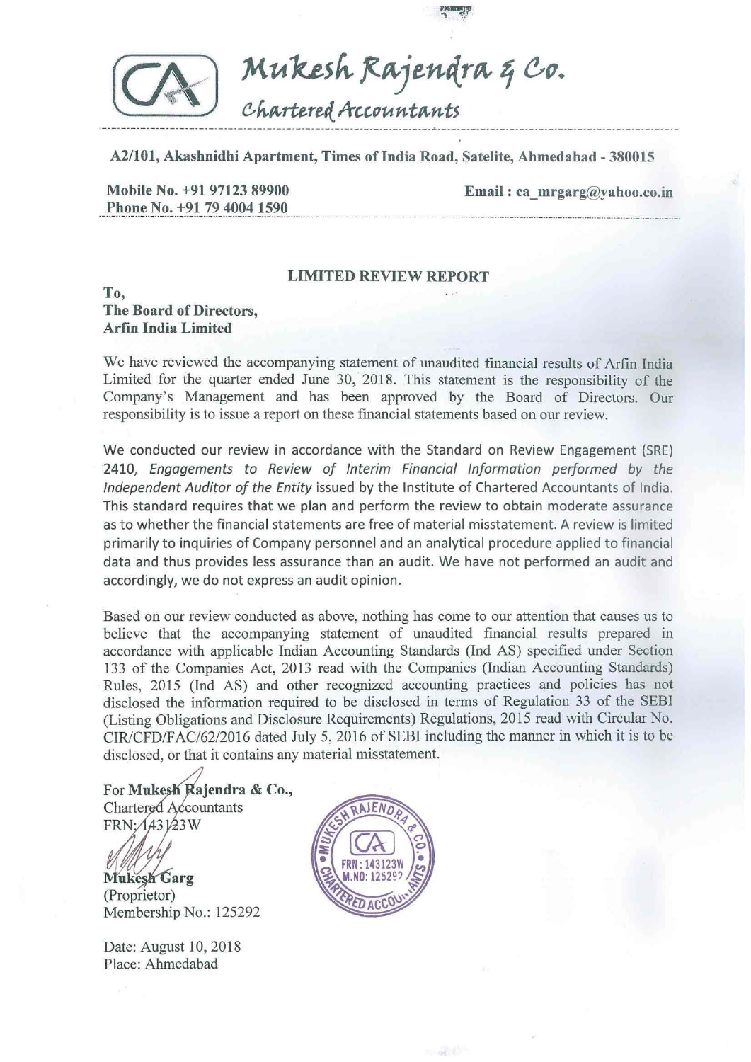# Mukesh Rajendra & Co.

*Chartered Accountants*

**A2/101, Akashnidhi Apartment, Times of India Road, Satelite, Ahmedabad - 380015**

**Mobile No. +91 97123 89900**
**Phone No. +91 79 4004 1590**

**Email : ca_mrgarg@yahoo.co.in**

## LIMITED REVIEW REPORT

**To,**
**The Board of Directors,**
**Arfin India Limited**

We have reviewed the accompanying statement of unaudited financial results of Arfin India Limited for the quarter ended June 30, 2018. This statement is the responsibility of the Company's Management and has been approved by the Board of Directors. Our responsibility is to issue a report on these financial statements based on our review.

We conducted our review in accordance with the Standard on Review Engagement (SRE) 2410, *Engagements to Review of Interim Financial Information performed by the Independent Auditor of the Entity* issued by the Institute of Chartered Accountants of India. This standard requires that we plan and perform the review to obtain moderate assurance as to whether the financial statements are free of material misstatement. A review is limited primarily to inquiries of Company personnel and an analytical procedure applied to financial data and thus provides less assurance than an audit. We have not performed an audit and accordingly, we do not express an audit opinion.

Based on our review conducted as above, nothing has come to our attention that causes us to believe that the accompanying statement of unaudited financial results prepared in accordance with applicable Indian Accounting Standards (Ind AS) specified under Section 133 of the Companies Act, 2013 read with the Companies (Indian Accounting Standards) Rules, 2015 (Ind AS) and other recognized accounting practices and policies has not disclosed the information required to be disclosed in terms of Regulation 33 of the SEBI (Listing Obligations and Disclosure Requirements) Regulations, 2015 read with Circular No. CIR/CFD/FAC/62/2016 dated July 5, 2016 of SEBI including the manner in which it is to be disclosed, or that it contains any material misstatement.

For **Mukesh Rajendra & Co.,**
Chartered Accountants
FRN: 143123W

**Mukesh Garg**
(Proprietor)
Membership No.: 125292

Date: August 10, 2018
Place: Ahmedabad